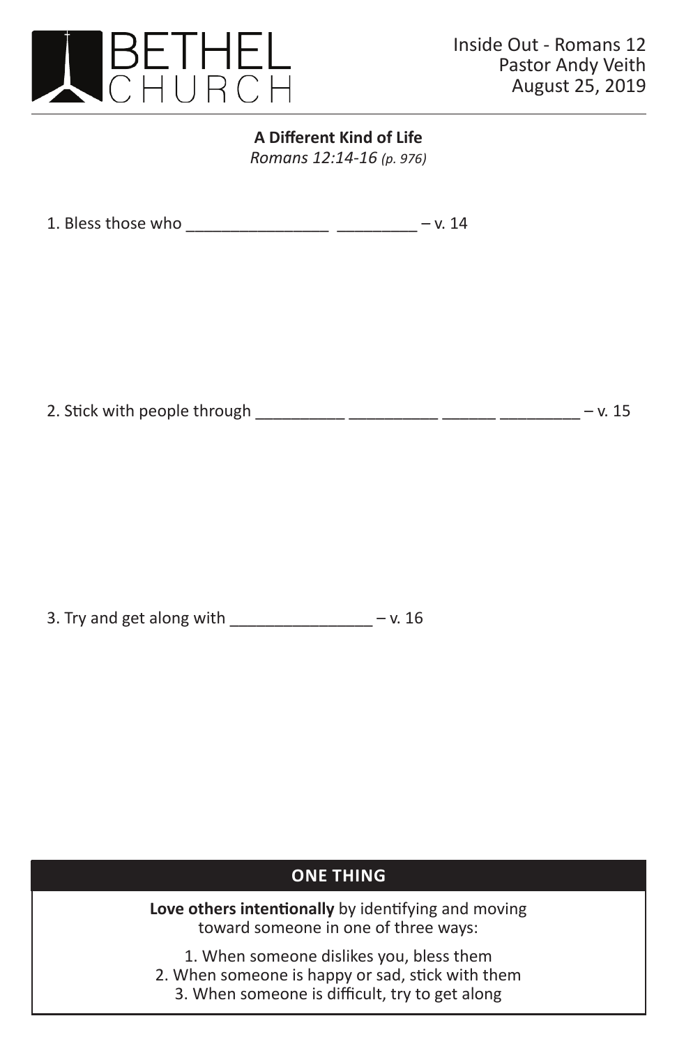# BETHEL CHURCH

Inside Out - Romans 12
Pastor Andy Veith
August 25, 2019

**A Different Kind of Life**
*Romans 12:14-16 (p. 976)*

1. Bless those who ________________ _________ – v. 14

2. Stick with people through __________ __________ ______ _________ – v. 15

3. Try and get along with ________________ – v. 16

## ONE THING

**Love others intentionally** by identifying and moving toward someone in one of three ways:

1. When someone dislikes you, bless them
2. When someone is happy or sad, stick with them
3. When someone is difficult, try to get along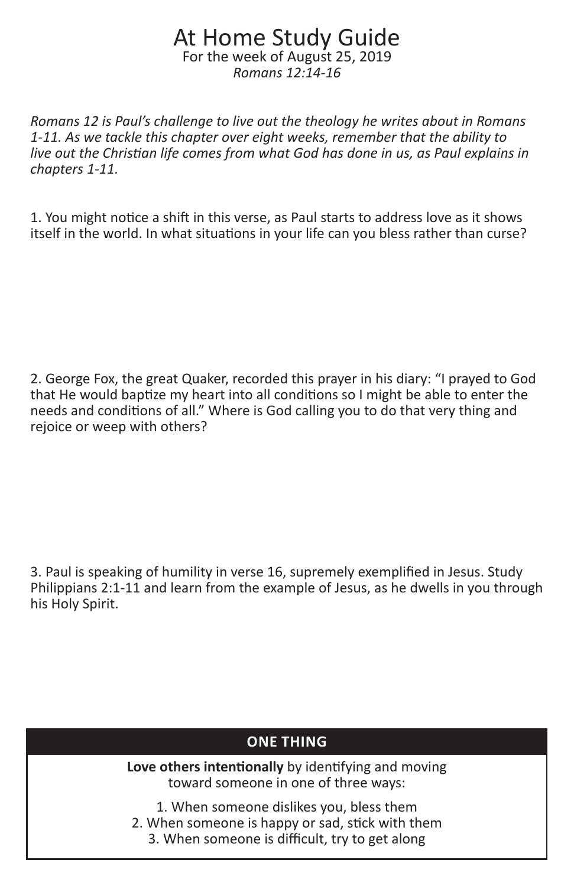# At Home Study Guide

For the week of August 25, 2019

*Romans 12:14-16*

*Romans 12 is Paul's challenge to live out the theology he writes about in Romans 1-11. As we tackle this chapter over eight weeks, remember that the ability to live out the Christian life comes from what God has done in us, as Paul explains in chapters 1-11.*

1. You might notice a shift in this verse, as Paul starts to address love as it shows itself in the world. In what situations in your life can you bless rather than curse?

2. George Fox, the great Quaker, recorded this prayer in his diary: "I prayed to God that He would baptize my heart into all conditions so I might be able to enter the needs and conditions of all." Where is God calling you to do that very thing and rejoice or weep with others?

3. Paul is speaking of humility in verse 16, supremely exemplified in Jesus. Study Philippians 2:1-11 and learn from the example of Jesus, as he dwells in you through his Holy Spirit.

## ONE THING

**Love others intentionally** by identifying and moving toward someone in one of three ways:

1. When someone dislikes you, bless them
2. When someone is happy or sad, stick with them
3. When someone is difficult, try to get along